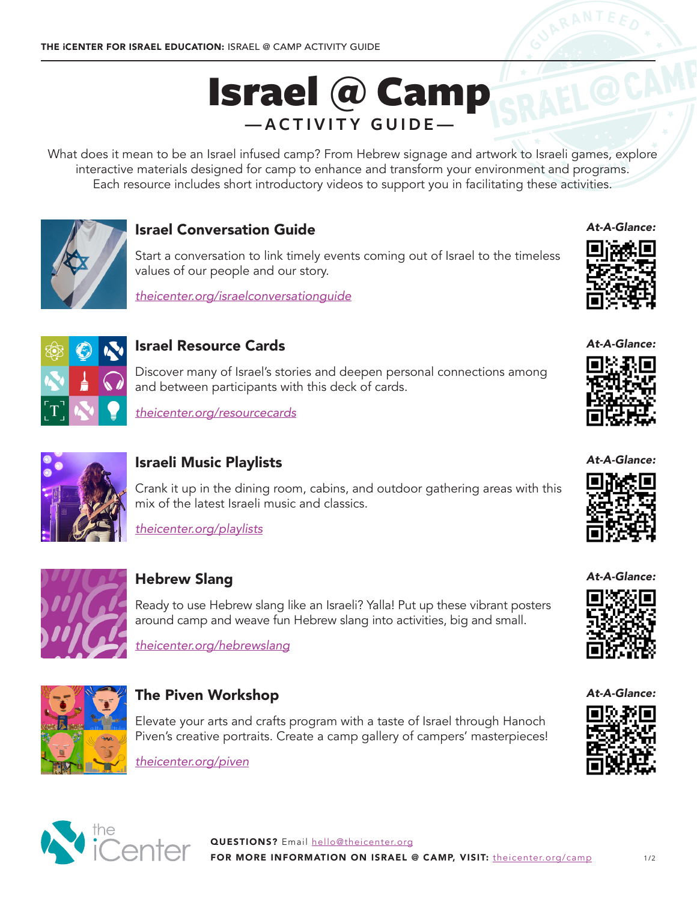# Israel @ Camp

## —ACTIVITY GUIDE—

What does it mean to be an Israel infused camp? From Hebrew signage and artwork to Israeli games, explore interactive materials designed for camp to enhance and transform your environment and programs. Each resource includes short introductory videos to support you in facilitating these activities.

### Israel Conversation Guide

Start a conversation to link timely events coming out of Israel to the timeless values of our people and our story.

theicenter.org/israelconversationguide

*At-A-Glance:*

### Israel Resource Cards

Discover many of Israel's stories and deepen personal connections among and between participants with this deck of cards.

theicenter.org/resourcecards

*At-A-Glance:*

### Israeli Music Playlists

Crank it up in the dining room, cabins, and outdoor gathering areas with this mix of the latest Israeli music and classics.

theicenter.org/playlists

*At-A-Glance:*

### Hebrew Slang

Ready to use Hebrew slang like an Israeli? Yalla! Put up these vibrant posters around camp and weave fun Hebrew slang into activities, big and small.

theicenter.org/hebrewslang

*At-A-Glance:*

### The Piven Workshop

Elevate your arts and crafts program with a taste of Israel through Hanoch Piven's creative portraits. Create a camp gallery of campers' masterpieces!

theicenter.org/piven

*At-A-Glance:*

**QUESTIONS?** Email hello@theicenter.org

**FOR MORE INFORMATION ON ISRAEL @ CAMP, VISIT:** theicenter.org/camp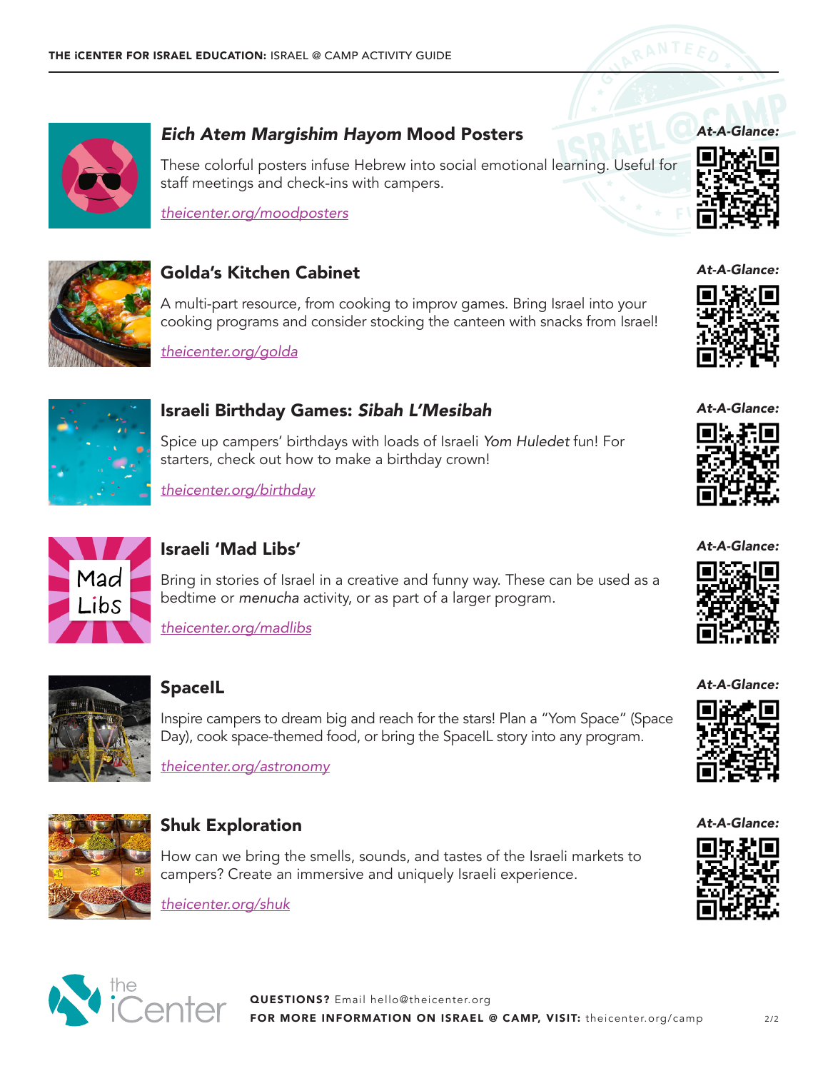## *Eich Atem Margishim Hayom* Mood Posters

These colorful posters infuse Hebrew into social emotional learning. Useful for staff meetings and check-ins with campers.

*theicenter.org/moodposters*

*At-A-Glance:*

## Golda's Kitchen Cabinet

A multi-part resource, from cooking to improv games. Bring Israel into your cooking programs and consider stocking the canteen with snacks from Israel!

*theicenter.org/golda*

*At-A-Glance:*

## Israeli Birthday Games: *Sibah L'Mesibah*

Spice up campers' birthdays with loads of Israeli *Yom Huledet* fun! For starters, check out how to make a birthday crown!

*theicenter.org/birthday*

*At-A-Glance:*

## Israeli 'Mad Libs'

Bring in stories of Israel in a creative and funny way. These can be used as a bedtime or *menucha* activity, or as part of a larger program.

*theicenter.org/madlibs*

*At-A-Glance:*

## SpaceIL

Inspire campers to dream big and reach for the stars! Plan a "Yom Space" (Space Day), cook space-themed food, or bring the SpaceIL story into any program.

*theicenter.org/astronomy*

*At-A-Glance:*

## Shuk Exploration

How can we bring the smells, sounds, and tastes of the Israeli markets to campers? Create an immersive and uniquely Israeli experience.

*theicenter.org/shuk*

*At-A-Glance:*

**QUESTIONS?** Email hello@theicenter.org

**FOR MORE INFORMATION ON ISRAEL @ CAMP, VISIT:** theicenter.org/camp